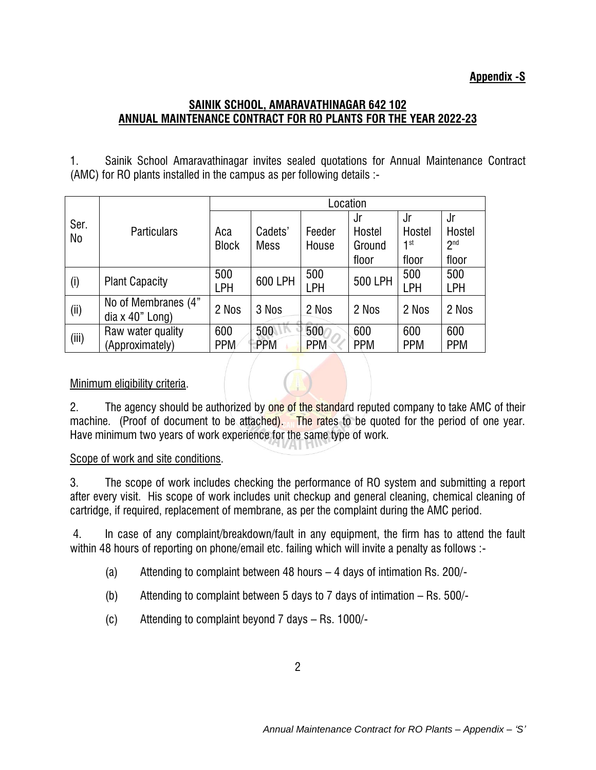**Appendix -S**

**SAINIK SCHOOL, AMARAVATHINAGAR 642 102**
**ANNUAL MAINTENANCE CONTRACT FOR RO PLANTS FOR THE YEAR 2022-23**

1. Sainik School Amaravathinagar invites sealed quotations for Annual Maintenance Contract (AMC) for RO plants installed in the campus as per following details :-

| Ser. No | Particulars | Location | | | | | |
|---|---|---|---|---|---|---|---|
| | | Aca Block | Cadets' Mess | Feeder House | Jr Hostel Ground floor | Jr Hostel 1st floor | Jr Hostel 2nd floor |
| (i) | Plant Capacity | 500 LPH | 600 LPH | 500 LPH | 500 LPH | 500 LPH | 500 LPH |
| (ii) | No of Membranes (4" dia x 40" Long) | 2 Nos | 3 Nos | 2 Nos | 2 Nos | 2 Nos | 2 Nos |
| (iii) | Raw water quality (Approximately) | 600 PPM | 500 PPM | 500 PPM | 600 PPM | 600 PPM | 600 PPM |

Minimum eligibility criteria.

2. The agency should be authorized by one of the standard reputed company to take AMC of their machine. (Proof of document to be attached). The rates to be quoted for the period of one year. Have minimum two years of work experience for the same type of work.

Scope of work and site conditions.

3. The scope of work includes checking the performance of RO system and submitting a report after every visit. His scope of work includes unit checkup and general cleaning, chemical cleaning of cartridge, if required, replacement of membrane, as per the complaint during the AMC period.

4. In case of any complaint/breakdown/fault in any equipment, the firm has to attend the fault within 48 hours of reporting on phone/email etc. failing which will invite a penalty as follows :-

(a) Attending to complaint between 48 hours – 4 days of intimation Rs. 200/-

(b) Attending to complaint between 5 days to 7 days of intimation – Rs. 500/-

(c) Attending to complaint beyond 7 days – Rs. 1000/-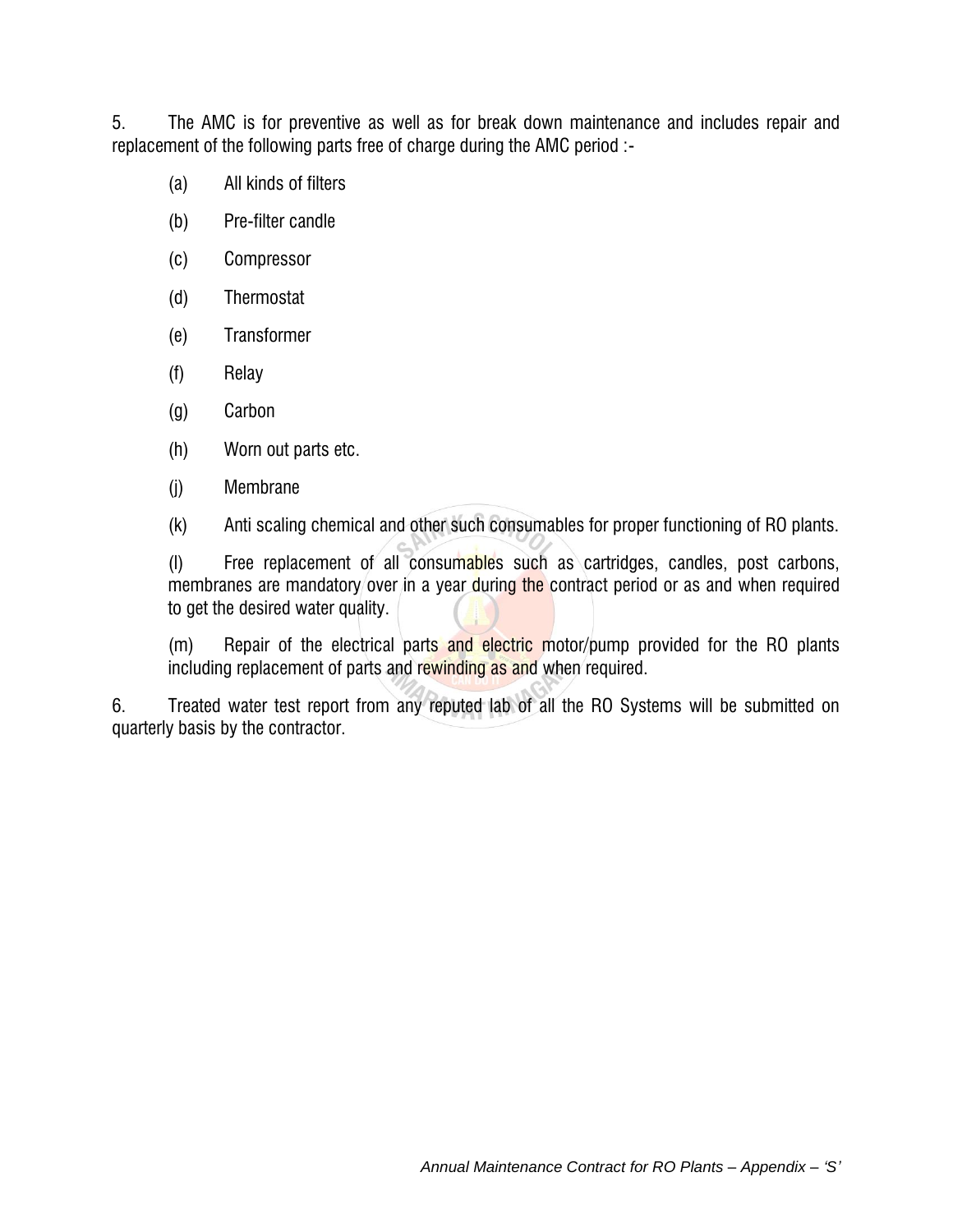5. The AMC is for preventive as well as for break down maintenance and includes repair and replacement of the following parts free of charge during the AMC period :-

(a) All kinds of filters

(b) Pre-filter candle

(c) Compressor

(d) Thermostat

(e) Transformer

(f) Relay

(g) Carbon

(h) Worn out parts etc.

(j) Membrane

(k) Anti scaling chemical and other such consumables for proper functioning of RO plants.

(l) Free replacement of all consumables such as cartridges, candles, post carbons, membranes are mandatory over in a year during the contract period or as and when required to get the desired water quality.

(m) Repair of the electrical parts and electric motor/pump provided for the RO plants including replacement of parts and rewinding as and when required.

6. Treated water test report from any reputed lab of all the RO Systems will be submitted on quarterly basis by the contractor.